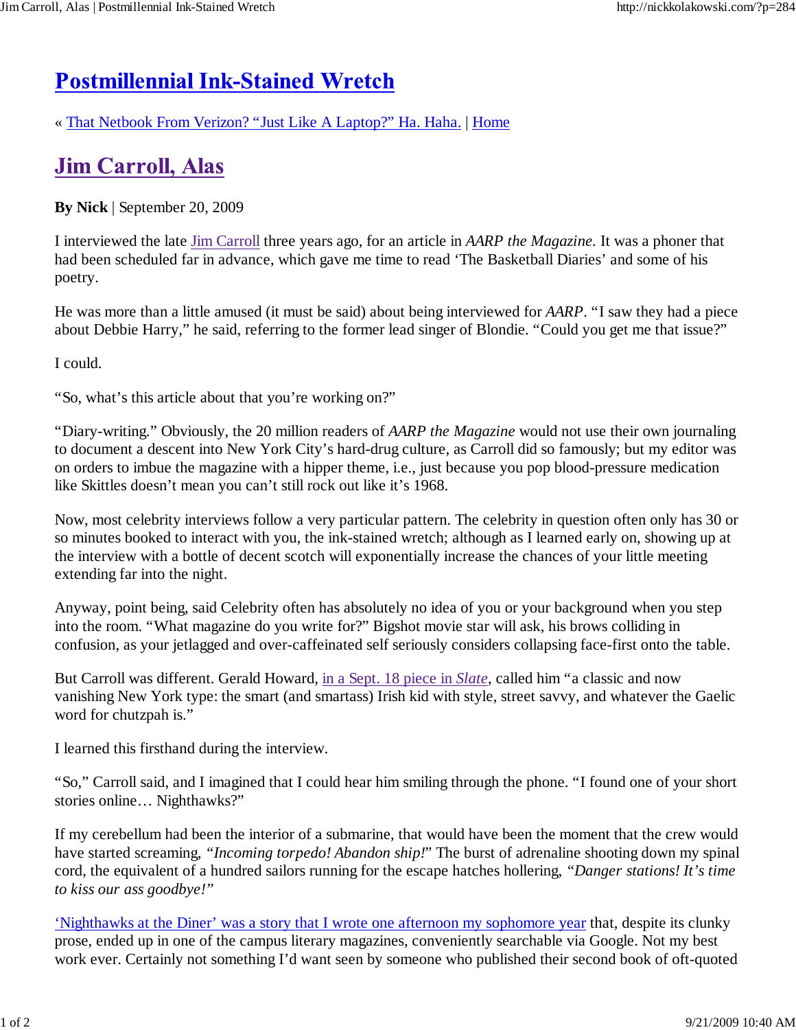# Postmillennial Ink-Stained Wretch

« That Netbook From Verizon? "Just Like A Laptop?" Ha. Haha. | Home

## Jim Carroll, Alas

**By Nick** | September 20, 2009

I interviewed the late Jim Carroll three years ago, for an article in *AARP the Magazine*. It was a phoner that had been scheduled far in advance, which gave me time to read 'The Basketball Diaries' and some of his poetry.

He was more than a little amused (it must be said) about being interviewed for *AARP*. "I saw they had a piece about Debbie Harry," he said, referring to the former lead singer of Blondie. "Could you get me that issue?"

I could.

"So, what's this article about that you're working on?"

"Diary-writing." Obviously, the 20 million readers of *AARP the Magazine* would not use their own journaling to document a descent into New York City's hard-drug culture, as Carroll did so famously; but my editor was on orders to imbue the magazine with a hipper theme, i.e., just because you pop blood-pressure medication like Skittles doesn't mean you can't still rock out like it's 1968.

Now, most celebrity interviews follow a very particular pattern. The celebrity in question often only has 30 or so minutes booked to interact with you, the ink-stained wretch; although as I learned early on, showing up at the interview with a bottle of decent scotch will exponentially increase the chances of your little meeting extending far into the night.

Anyway, point being, said Celebrity often has absolutely no idea of you or your background when you step into the room. "What magazine do you write for?" Bigshot movie star will ask, his brows colliding in confusion, as your jetlagged and over-caffeinated self seriously considers collapsing face-first onto the table.

But Carroll was different. Gerald Howard, in a Sept. 18 piece in *Slate*, called him "a classic and now vanishing New York type: the smart (and smartass) Irish kid with style, street savvy, and whatever the Gaelic word for chutzpah is."

I learned this firsthand during the interview.

"So," Carroll said, and I imagined that I could hear him smiling through the phone. "I found one of your short stories online… Nighthawks?"

If my cerebellum had been the interior of a submarine, that would have been the moment that the crew would have started screaming, *"Incoming torpedo! Abandon ship!"* The burst of adrenaline shooting down my spinal cord, the equivalent of a hundred sailors running for the escape hatches hollering, *"Danger stations! It's time to kiss our ass goodbye!"*

'Nighthawks at the Diner' was a story that I wrote one afternoon my sophomore year that, despite its clunky prose, ended up in one of the campus literary magazines, conveniently searchable via Google. Not my best work ever. Certainly not something I'd want seen by someone who published their second book of oft-quoted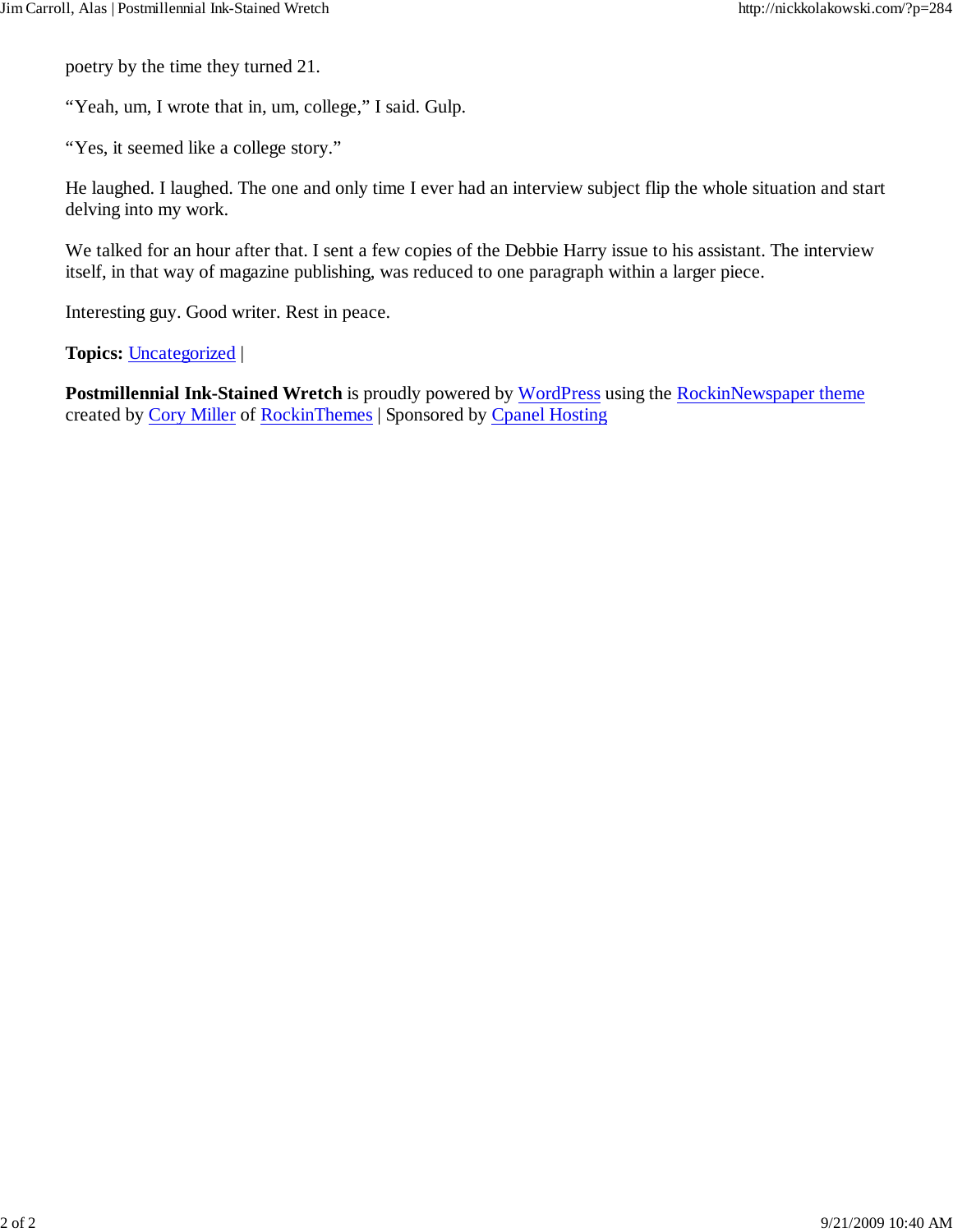poetry by the time they turned 21.

“Yeah, um, I wrote that in, um, college,” I said. Gulp.

“Yes, it seemed like a college story.”

He laughed. I laughed. The one and only time I ever had an interview subject flip the whole situation and start delving into my work.

We talked for an hour after that. I sent a few copies of the Debbie Harry issue to his assistant. The interview itself, in that way of magazine publishing, was reduced to one paragraph within a larger piece.

Interesting guy. Good writer. Rest in peace.

**Topics:** Uncategorized |

**Postmillennial Ink-Stained Wretch** is proudly powered by WordPress using the RockinNewspaper theme created by Cory Miller of RockinThemes | Sponsored by Cpanel Hosting